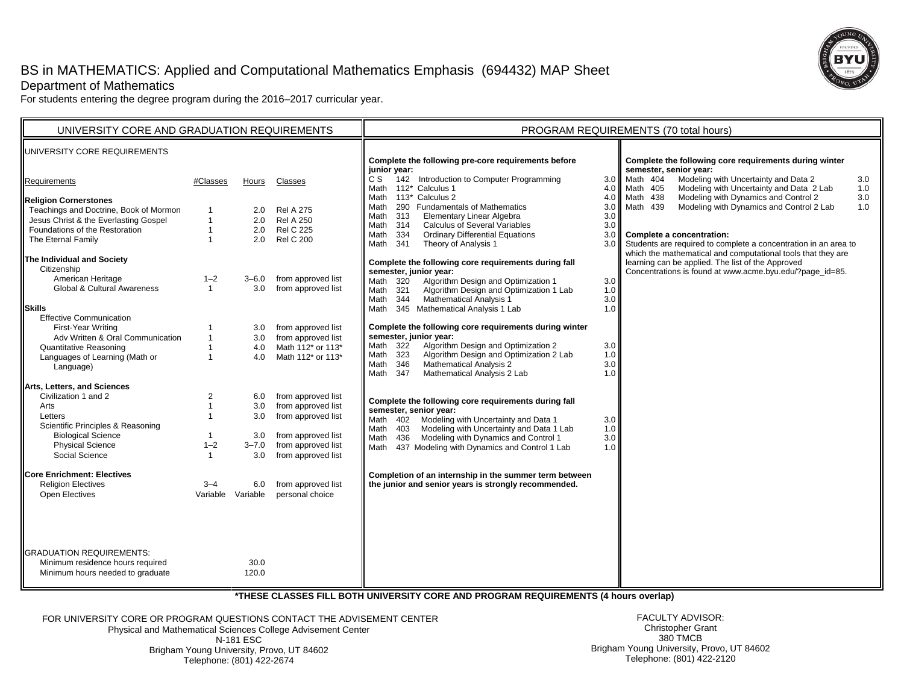# BS in MATHEMATICS: Applied and Computational Mathematics Emphasis (694432) MAP Sheet

## Department of Mathematics

For students entering the degree program during the 2016–2017 curricular year.

## UNIVERSITY CORE AND GRADUATION REQUIREMENTS

### UNIVERSITY CORE REQUIREMENTS

| Requirements | #Classes | Hours | Classes |
|---|---|---|---|
| **Religion Cornerstones** | | | |
| Teachings and Doctrine, Book of Mormon | 1 | 2.0 | Rel A 275 |
| Jesus Christ & the Everlasting Gospel | 1 | 2.0 | Rel A 250 |
| Foundations of the Restoration | 1 | 2.0 | Rel C 225 |
| The Eternal Family | 1 | 2.0 | Rel C 200 |
| **The Individual and Society** | | | |
| Citizenship | | | |
| American Heritage | 1–2 | 3–6.0 | from approved list |
| Global & Cultural Awareness | 1 | 3.0 | from approved list |
| **Skills** | | | |
| Effective Communication | | | |
| First-Year Writing | 1 | 3.0 | from approved list |
| Adv Written & Oral Communication | 1 | 3.0 | from approved list |
| Quantitative Reasoning | 1 | 4.0 | Math 112* or 113* |
| Languages of Learning (Math or Language) | 1 | 4.0 | Math 112* or 113* |
| **Arts, Letters, and Sciences** | | | |
| Civilization 1 and 2 | 2 | 6.0 | from approved list |
| Arts | 1 | 3.0 | from approved list |
| Letters | 1 | 3.0 | from approved list |
| Scientific Principles & Reasoning | | | |
| Biological Science | 1 | 3.0 | from approved list |
| Physical Science | 1–2 | 3–7.0 | from approved list |
| Social Science | 1 | 3.0 | from approved list |
| **Core Enrichment: Electives** | | | |
| Religion Electives | 3–4 | 6.0 | from approved list |
| Open Electives | Variable | Variable | personal choice |

### GRADUATION REQUIREMENTS:

| | Hours |
|---|---|
| Minimum residence hours required | 30.0 |
| Minimum hours needed to graduate | 120.0 |

## PROGRAM REQUIREMENTS (70 total hours)

**Complete the following pre-core requirements before junior year:**

| Course | Title | Hours |
|---|---|---|
| C S 142 | Introduction to Computer Programming | 3.0 |
| Math 112* | Calculus 1 | 4.0 |
| Math 113* | Calculus 2 | 4.0 |
| Math 290 | Fundamentals of Mathematics | 3.0 |
| Math 313 | Elementary Linear Algebra | 3.0 |
| Math 314 | Calculus of Several Variables | 3.0 |
| Math 334 | Ordinary Differential Equations | 3.0 |
| Math 341 | Theory of Analysis 1 | 3.0 |

**Complete the following core requirements during fall semester, junior year:**

| Course | Title | Hours |
|---|---|---|
| Math 320 | Algorithm Design and Optimization 1 | 3.0 |
| Math 321 | Algorithm Design and Optimization 1 Lab | 1.0 |
| Math 344 | Mathematical Analysis 1 | 3.0 |
| Math 345 | Mathematical Analysis 1 Lab | 1.0 |

**Complete the following core requirements during winter semester, junior year:**

| Course | Title | Hours |
|---|---|---|
| Math 322 | Algorithm Design and Optimization 2 | 3.0 |
| Math 323 | Algorithm Design and Optimization 2 Lab | 1.0 |
| Math 346 | Mathematical Analysis 2 | 3.0 |
| Math 347 | Mathematical Analysis 2 Lab | 1.0 |

**Complete the following core requirements during fall semester, senior year:**

| Course | Title | Hours |
|---|---|---|
| Math 402 | Modeling with Uncertainty and Data 1 | 3.0 |
| Math 403 | Modeling with Uncertainty and Data 1 Lab | 1.0 |
| Math 436 | Modeling with Dynamics and Control 1 | 3.0 |
| Math 437 | Modeling with Dynamics and Control 1 Lab | 1.0 |

**Completion of an internship in the summer term between the junior and senior years is strongly recommended.**

**Complete the following core requirements during winter semester, senior year:**

| Course | Title | Hours |
|---|---|---|
| Math 404 | Modeling with Uncertainty and Data 2 | 3.0 |
| Math 405 | Modeling with Uncertainty and Data 2 Lab | 1.0 |
| Math 438 | Modeling with Dynamics and Control 2 | 3.0 |
| Math 439 | Modeling with Dynamics and Control 2 Lab | 1.0 |

**Complete a concentration:**

Students are required to complete a concentration in an area to which the mathematical and computational tools that they are learning can be applied. The list of the Approved Concentrations is found at www.acme.byu.edu/?page_id=85.

**\*THESE CLASSES FILL BOTH UNIVERSITY CORE AND PROGRAM REQUIREMENTS (4 hours overlap)**

FOR UNIVERSITY CORE OR PROGRAM QUESTIONS CONTACT THE ADVISEMENT CENTER
Physical and Mathematical Sciences College Advisement Center
N-181 ESC
Brigham Young University, Provo, UT 84602
Telephone: (801) 422-2674

FACULTY ADVISOR:
Christopher Grant
380 TMCB
Brigham Young University, Provo, UT 84602
Telephone: (801) 422-2120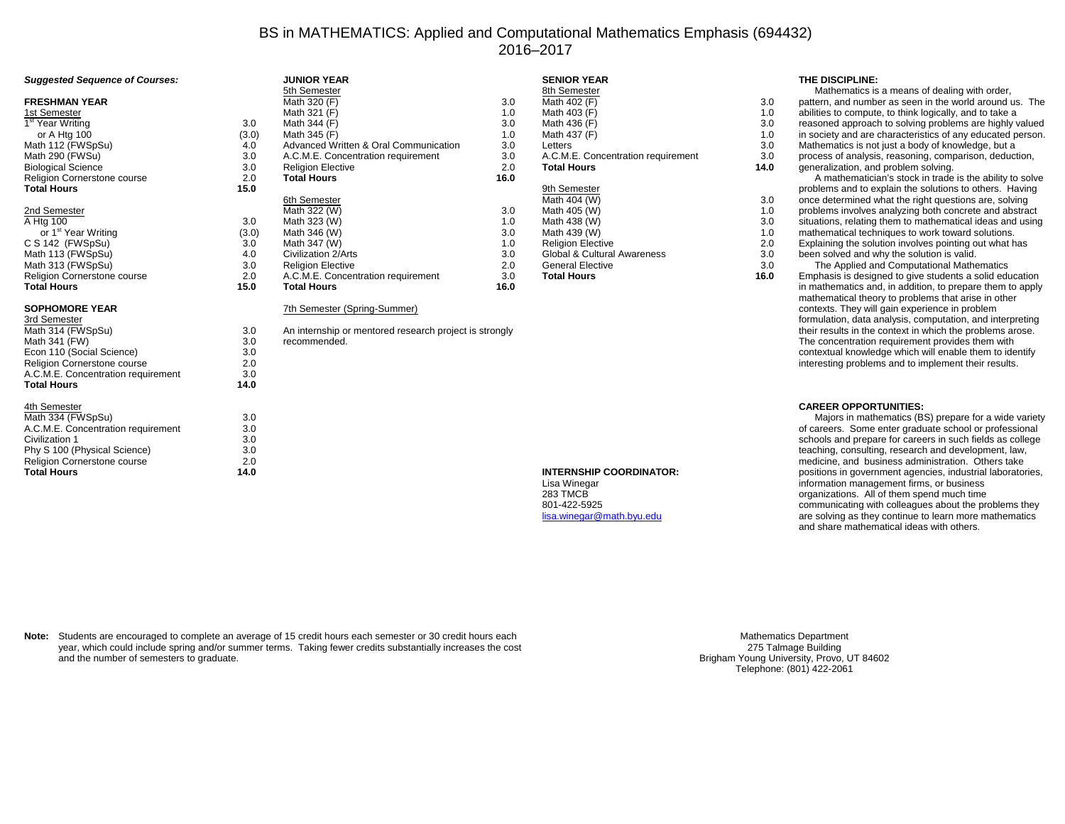# BS in MATHEMATICS: Applied and Computational Mathematics Emphasis (694432)

2016–2017

***Suggested Sequence of Courses:***

## FRESHMAN YEAR

| 1st Semester | |
|---|---|
| 1st Year Writing | 3.0 |
| or A Htg 100 | (3.0) |
| Math 112 (FWSpSu) | 4.0 |
| Math 290 (FWSu) | 3.0 |
| Biological Science | 3.0 |
| Religion Cornerstone course | 2.0 |
| **Total Hours** | **15.0** |

| 2nd Semester | |
|---|---|
| A Htg 100 | 3.0 |
| or 1st Year Writing | (3.0) |
| C S 142 (FWSpSu) | 3.0 |
| Math 113 (FWSpSu) | 4.0 |
| Math 313 (FWSpSu) | 3.0 |
| Religion Cornerstone course | 2.0 |
| **Total Hours** | **15.0** |

## SOPHOMORE YEAR

| 3rd Semester | |
|---|---|
| Math 314 (FWSpSu) | 3.0 |
| Math 341 (FW) | 3.0 |
| Econ 110 (Social Science) | 3.0 |
| Religion Cornerstone course | 2.0 |
| A.C.M.E. Concentration requirement | 3.0 |
| **Total Hours** | **14.0** |

| 4th Semester | |
|---|---|
| Math 334 (FWSpSu) | 3.0 |
| A.C.M.E. Concentration requirement | 3.0 |
| Civilization 1 | 3.0 |
| Phy S 100 (Physical Science) | 3.0 |
| Religion Cornerstone course | 2.0 |
| **Total Hours** | **14.0** |

## JUNIOR YEAR

| 5th Semester | |
|---|---|
| Math 320 (F) | 3.0 |
| Math 321 (F) | 1.0 |
| Math 344 (F) | 3.0 |
| Math 345 (F) | 1.0 |
| Advanced Written & Oral Communication | 3.0 |
| A.C.M.E. Concentration requirement | 3.0 |
| Religion Elective | 2.0 |
| **Total Hours** | **16.0** |

| 6th Semester | |
|---|---|
| Math 322 (W) | 3.0 |
| Math 323 (W) | 1.0 |
| Math 346 (W) | 3.0 |
| Math 347 (W) | 1.0 |
| Civilization 2/Arts | 3.0 |
| Religion Elective | 2.0 |
| A.C.M.E. Concentration requirement | 3.0 |
| **Total Hours** | **16.0** |

7th Semester (Spring-Summer)

An internship or mentored research project is strongly recommended.

## SENIOR YEAR

| 8th Semester | |
|---|---|
| Math 402 (F) | 3.0 |
| Math 403 (F) | 1.0 |
| Math 436 (F) | 3.0 |
| Math 437 (F) | 1.0 |
| Letters | 3.0 |
| A.C.M.E. Concentration requirement | 3.0 |
| **Total Hours** | **14.0** |

| 9th Semester | |
|---|---|
| Math 404 (W) | 3.0 |
| Math 405 (W) | 1.0 |
| Math 438 (W) | 3.0 |
| Math 439 (W) | 1.0 |
| Religion Elective | 2.0 |
| Global & Cultural Awareness | 3.0 |
| General Elective | 3.0 |
| **Total Hours** | **16.0** |

**INTERNSHIP COORDINATOR:**
Lisa Winegar
283 TMCB
801-422-5925
lisa.winegar@math.byu.edu

**THE DISCIPLINE:**

Mathematics is a means of dealing with order, pattern, and number as seen in the world around us. The abilities to compute, to think logically, and to take a reasoned approach to solving problems are highly valued in society and are characteristics of any educated person. Mathematics is not just a body of knowledge, but a process of analysis, reasoning, comparison, deduction, generalization, and problem solving.

A mathematician's stock in trade is the ability to solve problems and to explain the solutions to others. Having once determined what the right questions are, solving problems involves analyzing both concrete and abstract situations, relating them to mathematical ideas and using mathematical techniques to work toward solutions. Explaining the solution involves pointing out what has been solved and why the solution is valid.

The Applied and Computational Mathematics Emphasis is designed to give students a solid education in mathematics and, in addition, to prepare them to apply mathematical theory to problems that arise in other contexts. They will gain experience in problem formulation, data analysis, computation, and interpreting their results in the context in which the problems arose. The concentration requirement provides them with contextual knowledge which will enable them to identify interesting problems and to implement their results.

**CAREER OPPORTUNITIES:**

Majors in mathematics (BS) prepare for a wide variety of careers. Some enter graduate school or professional schools and prepare for careers in such fields as college teaching, consulting, research and development, law, medicine, and business administration. Others take positions in government agencies, industrial laboratories, information management firms, or business organizations. All of them spend much time communicating with colleagues about the problems they are solving as they continue to learn more mathematics and share mathematical ideas with others.

**Note:** Students are encouraged to complete an average of 15 credit hours each semester or 30 credit hours each year, which could include spring and/or summer terms. Taking fewer credits substantially increases the cost and the number of semesters to graduate.

Mathematics Department
275 Talmage Building
Brigham Young University, Provo, UT 84602
Telephone: (801) 422-2061